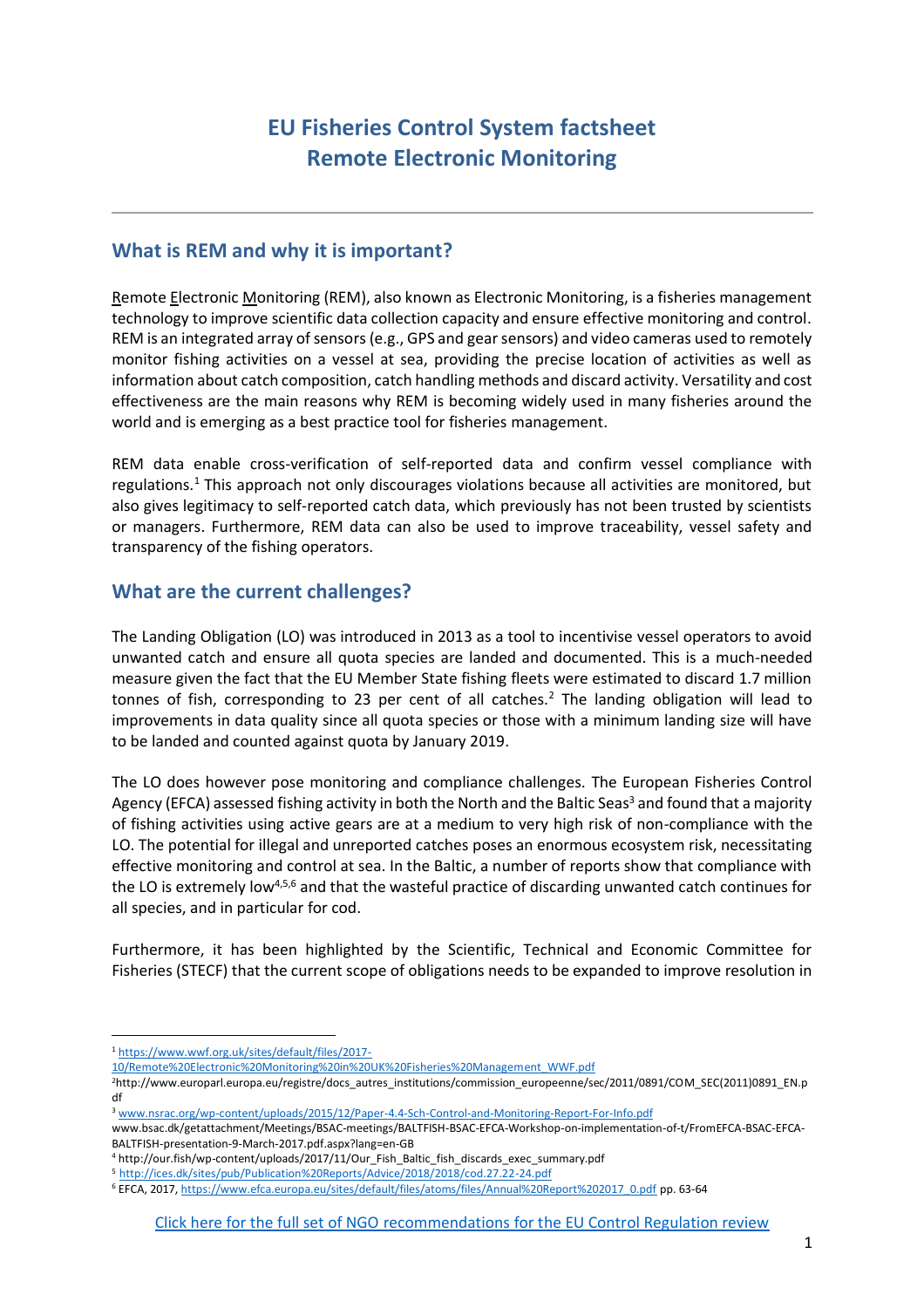# EU Fisheries Control System factsheet
# Remote Electronic Monitoring

## What is REM and why it is important?

Remote Electronic Monitoring (REM), also known as Electronic Monitoring, is a fisheries management technology to improve scientific data collection capacity and ensure effective monitoring and control. REM is an integrated array of sensors (e.g., GPS and gear sensors) and video cameras used to remotely monitor fishing activities on a vessel at sea, providing the precise location of activities as well as information about catch composition, catch handling methods and discard activity. Versatility and cost effectiveness are the main reasons why REM is becoming widely used in many fisheries around the world and is emerging as a best practice tool for fisheries management.

REM data enable cross-verification of self-reported data and confirm vessel compliance with regulations.[1] This approach not only discourages violations because all activities are monitored, but also gives legitimacy to self-reported catch data, which previously has not been trusted by scientists or managers. Furthermore, REM data can also be used to improve traceability, vessel safety and transparency of the fishing operators.

## What are the current challenges?

The Landing Obligation (LO) was introduced in 2013 as a tool to incentivise vessel operators to avoid unwanted catch and ensure all quota species are landed and documented. This is a much-needed measure given the fact that the EU Member State fishing fleets were estimated to discard 1.7 million tonnes of fish, corresponding to 23 per cent of all catches.[2] The landing obligation will lead to improvements in data quality since all quota species or those with a minimum landing size will have to be landed and counted against quota by January 2019.

The LO does however pose monitoring and compliance challenges. The European Fisheries Control Agency (EFCA) assessed fishing activity in both the North and the Baltic Seas[3] and found that a majority of fishing activities using active gears are at a medium to very high risk of non-compliance with the LO. The potential for illegal and unreported catches poses an enormous ecosystem risk, necessitating effective monitoring and control at sea. In the Baltic, a number of reports show that compliance with the LO is extremely low[4,5,6] and that the wasteful practice of discarding unwanted catch continues for all species, and in particular for cod.

Furthermore, it has been highlighted by the Scientific, Technical and Economic Committee for Fisheries (STECF) that the current scope of obligations needs to be expanded to improve resolution in

---

[1] https://www.wwf.org.uk/sites/default/files/2017-10/Remote%20Electronic%20Monitoring%20in%20UK%20Fisheries%20Management_WWF.pdf

[2] http://www.europarl.europa.eu/registre/docs_autres_institutions/commission_europeenne/sec/2011/0891/COM_SEC(2011)0891_EN.pdf

[3] www.nsrac.org/wp-content/uploads/2015/12/Paper-4.4-Sch-Control-and-Monitoring-Report-For-Info.pdf
www.bsac.dk/getattachment/Meetings/BSAC-meetings/BALTFISH-BSAC-EFCA-Workshop-on-implementation-of-t/FromEFCA-BSAC-EFCA-BALTFISH-presentation-9-March-2017.pdf.aspx?lang=en-GB

[4] http://our.fish/wp-content/uploads/2017/11/Our_Fish_Baltic_fish_discards_exec_summary.pdf

[5] http://ices.dk/sites/pub/Publication%20Reports/Advice/2018/2018/cod.27.22-24.pdf

[6] EFCA, 2017, https://www.efca.europa.eu/sites/default/files/atoms/files/Annual%20Report%202017_0.pdf pp. 63-64

Click here for the full set of NGO recommendations for the EU Control Regulation review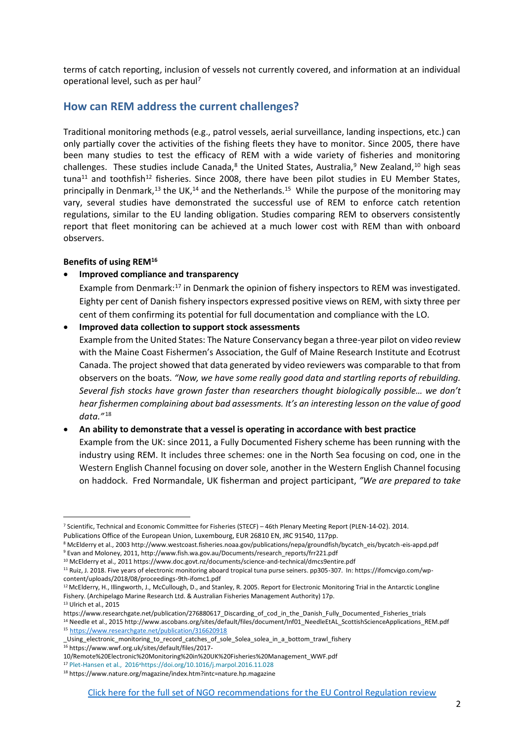terms of catch reporting, inclusion of vessels not currently covered, and information at an individual operational level, such as per haul[7]

## How can REM address the current challenges?

Traditional monitoring methods (e.g., patrol vessels, aerial surveillance, landing inspections, etc.) can only partially cover the activities of the fishing fleets they have to monitor. Since 2005, there have been many studies to test the efficacy of REM with a wide variety of fisheries and monitoring challenges. These studies include Canada,[8] the United States, Australia,[9] New Zealand,[10] high seas tuna[11] and toothfish[12] fisheries. Since 2008, there have been pilot studies in EU Member States, principally in Denmark,[13] the UK,[14] and the Netherlands.[15] While the purpose of the monitoring may vary, several studies have demonstrated the successful use of REM to enforce catch retention regulations, similar to the EU landing obligation. Studies comparing REM to observers consistently report that fleet monitoring can be achieved at a much lower cost with REM than with onboard observers.

**Benefits of using REM[16]**

- **Improved compliance and transparency**

  Example from Denmark:[17] in Denmark the opinion of fishery inspectors to REM was investigated. Eighty per cent of Danish fishery inspectors expressed positive views on REM, with sixty three per cent of them confirming its potential for full documentation and compliance with the LO.

- **Improved data collection to support stock assessments**

  Example from the United States: The Nature Conservancy began a three-year pilot on video review with the Maine Coast Fishermen's Association, the Gulf of Maine Research Institute and Ecotrust Canada. The project showed that data generated by video reviewers was comparable to that from observers on the boats. *"Now, we have some really good data and startling reports of rebuilding. Several fish stocks have grown faster than researchers thought biologically possible… we don't hear fishermen complaining about bad assessments. It's an interesting lesson on the value of good data."*[18]

- **An ability to demonstrate that a vessel is operating in accordance with best practice**

  Example from the UK: since 2011, a Fully Documented Fishery scheme has been running with the industry using REM. It includes three schemes: one in the North Sea focusing on cod, one in the Western English Channel focusing on dover sole, another in the Western English Channel focusing on haddock. Fred Normandale, UK fisherman and project participant, *"We are prepared to take*

---

[7] Scientific, Technical and Economic Committee for Fisheries (STECF) – 46th Plenary Meeting Report (PLEN-14-02). 2014. Publications Office of the European Union, Luxembourg, EUR 26810 EN, JRC 91540, 117pp.

[8] McElderry et al., 2003 http://www.westcoast.fisheries.noaa.gov/publications/nepa/groundfish/bycatch_eis/bycatch-eis-appd.pdf

[9] Evan and Moloney, 2011, http://www.fish.wa.gov.au/Documents/research_reports/frr221.pdf

[10] McElderry et al., 2011 https://www.doc.govt.nz/documents/science-and-technical/dmcs9entire.pdf

[11] Ruiz, J. 2018. Five years of electronic monitoring aboard tropical tuna purse seiners. pp305-307. In: https://ifomcvigo.com/wp-content/uploads/2018/08/proceedings-9th-ifomc1.pdf

[12] McElderry, H., Illingworth, J., McCullough, D., and Stanley, R. 2005. Report for Electronic Monitoring Trial in the Antarctic Longline Fishery. (Archipelago Marine Research Ltd. & Australian Fisheries Management Authority) 17p.

[13] Ulrich et al., 2015 https://www.researchgate.net/publication/276880617_Discarding_of_cod_in_the_Danish_Fully_Documented_Fisheries_trials

[14] Needle et al., 2015 http://www.ascobans.org/sites/default/files/document/Inf01_NeedleEtAL_ScottishScienceApplications_REM.pdf

[15] https://www.researchgate.net/publication/316620918_Using_electronic_monitoring_to_record_catches_of_sole_Solea_solea_in_a_bottom_trawl_fishery

[16] https://www.wwf.org.uk/sites/default/files/2017-10/Remote%20Electronic%20Monitoring%20in%20UK%20Fisheries%20Management_WWF.pdf

[17] Plet-Hansen et al., 2016ahttps://doi.org/10.1016/j.marpol.2016.11.028

[18] https://www.nature.org/magazine/index.htm?intc=nature.hp.magazine

[Click here for the full set of NGO recommendations for the EU Control Regulation review]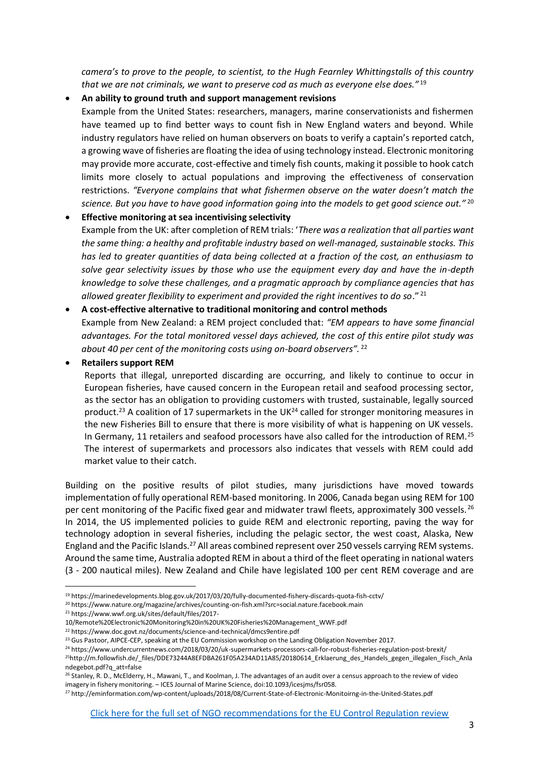*camera's to prove to the people, to scientist, to the Hugh Fearnley Whittingstalls of this country that we are not criminals, we want to preserve cod as much as everyone else does."* [19]

- **An ability to ground truth and support management revisions**
  Example from the United States: researchers, managers, marine conservationists and fishermen have teamed up to find better ways to count fish in New England waters and beyond. While industry regulators have relied on human observers on boats to verify a captain's reported catch, a growing wave of fisheries are floating the idea of using technology instead. Electronic monitoring may provide more accurate, cost-effective and timely fish counts, making it possible to hook catch limits more closely to actual populations and improving the effectiveness of conservation restrictions. *"Everyone complains that what fishermen observe on the water doesn't match the science. But you have to have good information going into the models to get good science out."* [20]

- **Effective monitoring at sea incentivising selectivity**
  Example from the UK: after completion of REM trials: '*There was a realization that all parties want the same thing: a healthy and profitable industry based on well-managed, sustainable stocks. This has led to greater quantities of data being collected at a fraction of the cost, an enthusiasm to solve gear selectivity issues by those who use the equipment every day and have the in-depth knowledge to solve these challenges, and a pragmatic approach by compliance agencies that has allowed greater flexibility to experiment and provided the right incentives to do so*." [21]

- **A cost-effective alternative to traditional monitoring and control methods**
  Example from New Zealand: a REM project concluded that: *"EM appears to have some financial advantages. For the total monitored vessel days achieved, the cost of this entire pilot study was about 40 per cent of the monitoring costs using on-board observers".* [22]

- **Retailers support REM**
  Reports that illegal, unreported discarding are occurring, and likely to continue to occur in European fisheries, have caused concern in the European retail and seafood processing sector, as the sector has an obligation to providing customers with trusted, sustainable, legally sourced product.[23] A coalition of 17 supermarkets in the UK[24] called for stronger monitoring measures in the new Fisheries Bill to ensure that there is more visibility of what is happening on UK vessels. In Germany, 11 retailers and seafood processors have also called for the introduction of REM.[25] The interest of supermarkets and processors also indicates that vessels with REM could add market value to their catch.

Building on the positive results of pilot studies, many jurisdictions have moved towards implementation of fully operational REM-based monitoring. In 2006, Canada began using REM for 100 per cent monitoring of the Pacific fixed gear and midwater trawl fleets, approximately 300 vessels.[26] In 2014, the US implemented policies to guide REM and electronic reporting, paving the way for technology adoption in several fisheries, including the pelagic sector, the west coast, Alaska, New England and the Pacific Islands.[27] All areas combined represent over 250 vessels carrying REM systems. Around the same time, Australia adopted REM in about a third of the fleet operating in national waters (3 - 200 nautical miles). New Zealand and Chile have legislated 100 per cent REM coverage and are

---

[19] https://marinedevelopments.blog.gov.uk/2017/03/20/fully-documented-fishery-discards-quota-fish-cctv/
[20] https://www.nature.org/magazine/archives/counting-on-fish.xml?src=social.nature.facebook.main
[21] https://www.wwf.org.uk/sites/default/files/2017-10/Remote%20Electronic%20Monitoring%20in%20UK%20Fisheries%20Management_WWF.pdf
[22] https://www.doc.govt.nz/documents/science-and-technical/dmcs9entire.pdf
[23] Gus Pastoor, AIPCE-CEP, speaking at the EU Commission workshop on the Landing Obligation November 2017.
[24] https://www.undercurrentnews.com/2018/03/20/uk-supermarkets-processors-call-for-robust-fisheries-regulation-post-brexit/
[25] http://m.followfish.de/_files/DDE73244A8EFDBA261F05A234AD11A85/20180614_Erklaerung_des_Handels_gegen_illegalen_Fisch_Anlandegebot.pdf?q_att=false
[26] Stanley, R. D., McElderry, H., Mawani, T., and Koolman, J. The advantages of an audit over a census approach to the review of video imagery in fishery monitoring. – ICES Journal of Marine Science, doi:10.1093/icesjms/fsr058.
[27] http://eminformation.com/wp-content/uploads/2018/08/Current-State-of-Electronic-Monitoirng-in-the-United-States.pdf

Click here for the full set of NGO recommendations for the EU Control Regulation review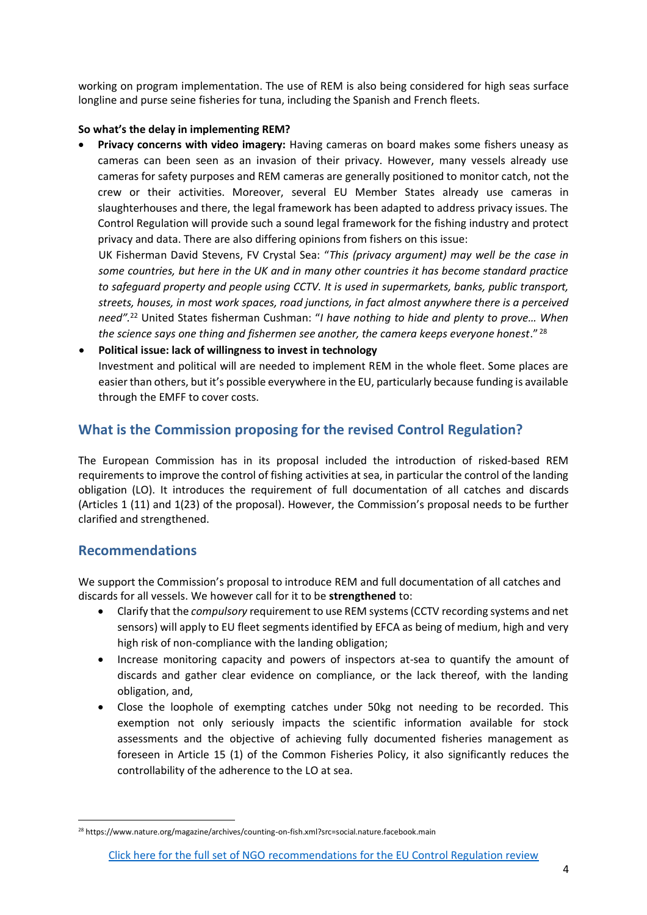working on program implementation. The use of REM is also being considered for high seas surface longline and purse seine fisheries for tuna, including the Spanish and French fleets.

**So what's the delay in implementing REM?**

- **Privacy concerns with video imagery:** Having cameras on board makes some fishers uneasy as cameras can been seen as an invasion of their privacy. However, many vessels already use cameras for safety purposes and REM cameras are generally positioned to monitor catch, not the crew or their activities. Moreover, several EU Member States already use cameras in slaughterhouses and there, the legal framework has been adapted to address privacy issues. The Control Regulation will provide such a sound legal framework for the fishing industry and protect privacy and data. There are also differing opinions from fishers on this issue:
  UK Fisherman David Stevens, FV Crystal Sea: "*This (privacy argument) may well be the case in some countries, but here in the UK and in many other countries it has become standard practice to safeguard property and people using CCTV. It is used in supermarkets, banks, public transport, streets, houses, in most work spaces, road junctions, in fact almost anywhere there is a perceived need"*.[22] United States fisherman Cushman: "*I have nothing to hide and plenty to prove… When the science says one thing and fishermen see another, the camera keeps everyone honest*." [28]
- **Political issue: lack of willingness to invest in technology**
  Investment and political will are needed to implement REM in the whole fleet. Some places are easier than others, but it's possible everywhere in the EU, particularly because funding is available through the EMFF to cover costs.

## What is the Commission proposing for the revised Control Regulation?

The European Commission has in its proposal included the introduction of risked-based REM requirements to improve the control of fishing activities at sea, in particular the control of the landing obligation (LO). It introduces the requirement of full documentation of all catches and discards (Articles 1 (11) and 1(23) of the proposal). However, the Commission's proposal needs to be further clarified and strengthened.

## Recommendations

We support the Commission's proposal to introduce REM and full documentation of all catches and discards for all vessels. We however call for it to be **strengthened** to:

- Clarify that the *compulsory* requirement to use REM systems (CCTV recording systems and net sensors) will apply to EU fleet segments identified by EFCA as being of medium, high and very high risk of non-compliance with the landing obligation;
- Increase monitoring capacity and powers of inspectors at-sea to quantify the amount of discards and gather clear evidence on compliance, or the lack thereof, with the landing obligation, and,
- Close the loophole of exempting catches under 50kg not needing to be recorded. This exemption not only seriously impacts the scientific information available for stock assessments and the objective of achieving fully documented fisheries management as foreseen in Article 15 (1) of the Common Fisheries Policy, it also significantly reduces the controllability of the adherence to the LO at sea.

[28] https://www.nature.org/magazine/archives/counting-on-fish.xml?src=social.nature.facebook.main

Click here for the full set of NGO recommendations for the EU Control Regulation review